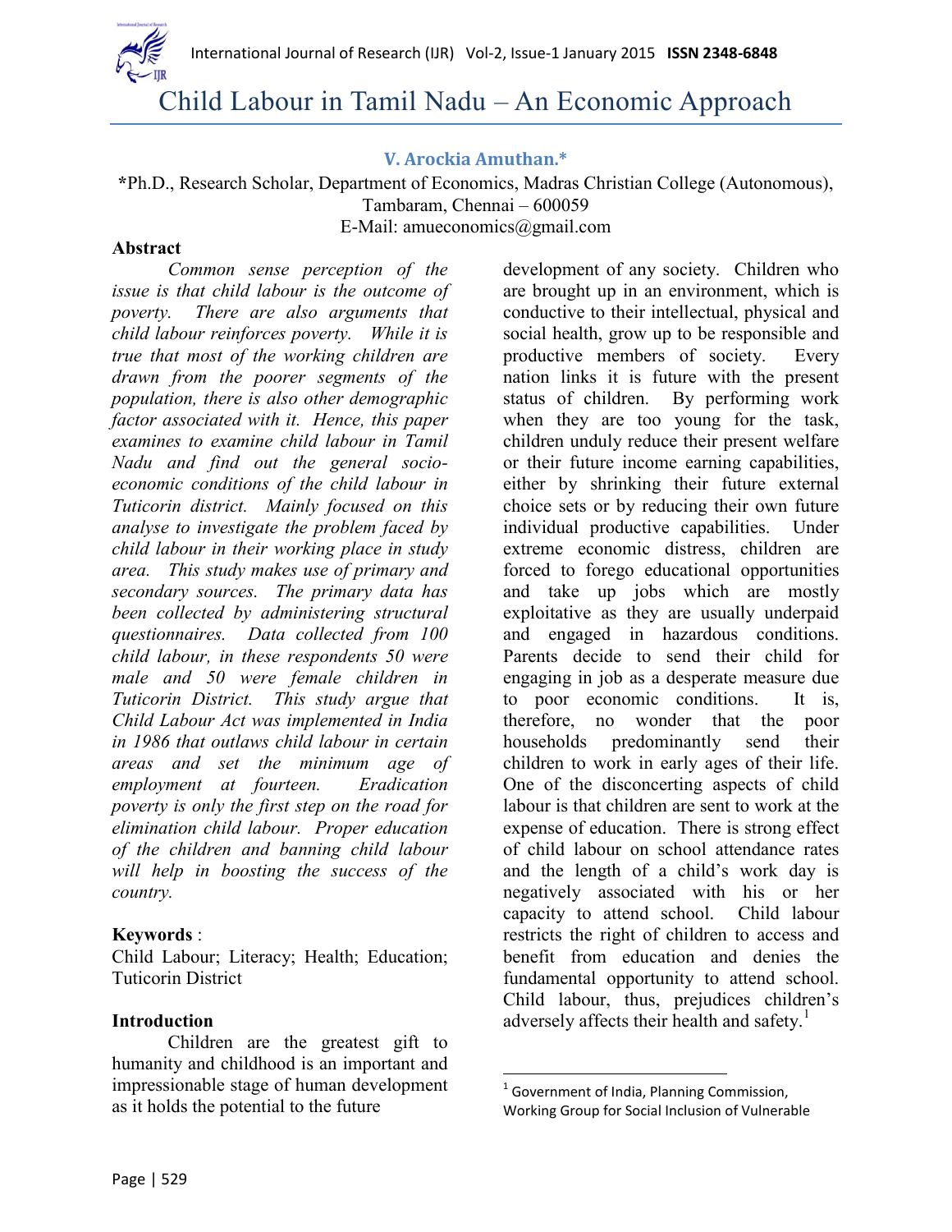# Child Labour in Tamil Nadu – An Economic Approach

**V. Arockia Amuthan.***

***Ph.D., Research Scholar, Department of Economics, Madras Christian College (Autonomous), Tambaram, Chennai – 600059**
E-Mail: amueconomics@gmail.com

## Abstract

*Common sense perception of the issue is that child labour is the outcome of poverty. There are also arguments that child labour reinforces poverty. While it is true that most of the working children are drawn from the poorer segments of the population, there is also other demographic factor associated with it. Hence, this paper examines to examine child labour in Tamil Nadu and find out the general socio-economic conditions of the child labour in Tuticorin district. Mainly focused on this analyse to investigate the problem faced by child labour in their working place in study area. This study makes use of primary and secondary sources. The primary data has been collected by administering structural questionnaires. Data collected from 100 child labour, in these respondents 50 were male and 50 were female children in Tuticorin District. This study argue that Child Labour Act was implemented in India in 1986 that outlaws child labour in certain areas and set the minimum age of employment at fourteen. Eradication poverty is only the first step on the road for elimination child labour. Proper education of the children and banning child labour will help in boosting the success of the country.*

**Keywords** :
Child Labour; Literacy; Health; Education; Tuticorin District

## Introduction

Children are the greatest gift to humanity and childhood is an important and impressionable stage of human development as it holds the potential to the future development of any society. Children who are brought up in an environment, which is conductive to their intellectual, physical and social health, grow up to be responsible and productive members of society. Every nation links it is future with the present status of children. By performing work when they are too young for the task, children unduly reduce their present welfare or their future income earning capabilities, either by shrinking their future external choice sets or by reducing their own future individual productive capabilities. Under extreme economic distress, children are forced to forego educational opportunities and take up jobs which are mostly exploitative as they are usually underpaid and engaged in hazardous conditions. Parents decide to send their child for engaging in job as a desperate measure due to poor economic conditions. It is, therefore, no wonder that the poor households predominantly send their children to work in early ages of their life. One of the disconcerting aspects of child labour is that children are sent to work at the expense of education. There is strong effect of child labour on school attendance rates and the length of a child's work day is negatively associated with his or her capacity to attend school. Child labour restricts the right of children to access and benefit from education and denies the fundamental opportunity to attend school. Child labour, thus, prejudices children's adversely affects their health and safety.[1]

---

[1] Government of India, Planning Commission, Working Group for Social Inclusion of Vulnerable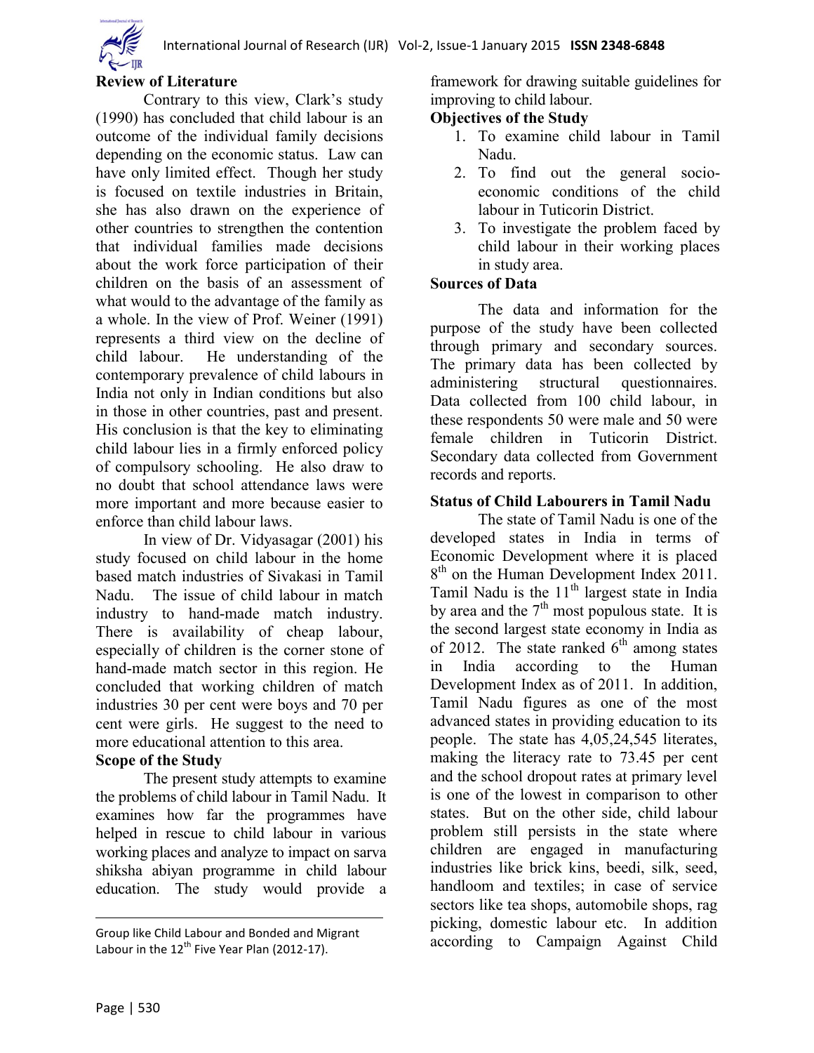## Review of Literature

Contrary to this view, Clark's study (1990) has concluded that child labour is an outcome of the individual family decisions depending on the economic status. Law can have only limited effect. Though her study is focused on textile industries in Britain, she has also drawn on the experience of other countries to strengthen the contention that individual families made decisions about the work force participation of their children on the basis of an assessment of what would to the advantage of the family as a whole. In the view of Prof. Weiner (1991) represents a third view on the decline of child labour. He understanding of the contemporary prevalence of child labours in India not only in Indian conditions but also in those in other countries, past and present. His conclusion is that the key to eliminating child labour lies in a firmly enforced policy of compulsory schooling. He also draw to no doubt that school attendance laws were more important and more because easier to enforce than child labour laws.

In view of Dr. Vidyasagar (2001) his study focused on child labour in the home based match industries of Sivakasi in Tamil Nadu. The issue of child labour in match industry to hand-made match industry. There is availability of cheap labour, especially of children is the corner stone of hand-made match sector in this region. He concluded that working children of match industries 30 per cent were boys and 70 per cent were girls. He suggest to the need to more educational attention to this area.

## Scope of the Study

The present study attempts to examine the problems of child labour in Tamil Nadu. It examines how far the programmes have helped in rescue to child labour in various working places and analyze to impact on sarva shiksha abiyan programme in child labour education. The study would provide a framework for drawing suitable guidelines for improving to child labour.

## Objectives of the Study

1. To examine child labour in Tamil Nadu.
2. To find out the general socio-economic conditions of the child labour in Tuticorin District.
3. To investigate the problem faced by child labour in their working places in study area.

## Sources of Data

The data and information for the purpose of the study have been collected through primary and secondary sources. The primary data has been collected by administering structural questionnaires. Data collected from 100 child labour, in these respondents 50 were male and 50 were female children in Tuticorin District. Secondary data collected from Government records and reports.

## Status of Child Labourers in Tamil Nadu

The state of Tamil Nadu is one of the developed states in India in terms of Economic Development where it is placed 8th on the Human Development Index 2011. Tamil Nadu is the 11th largest state in India by area and the 7th most populous state. It is the second largest state economy in India as of 2012. The state ranked 6th among states in India according to the Human Development Index as of 2011. In addition, Tamil Nadu figures as one of the most advanced states in providing education to its people. The state has 4,05,24,545 literates, making the literacy rate to 73.45 per cent and the school dropout rates at primary level is one of the lowest in comparison to other states. But on the other side, child labour problem still persists in the state where children are engaged in manufacturing industries like brick kins, beedi, silk, seed, handloom and textiles; in case of service sectors like tea shops, automobile shops, rag picking, domestic labour etc. In addition according to Campaign Against Child

---

Group like Child Labour and Bonded and Migrant Labour in the 12th Five Year Plan (2012-17).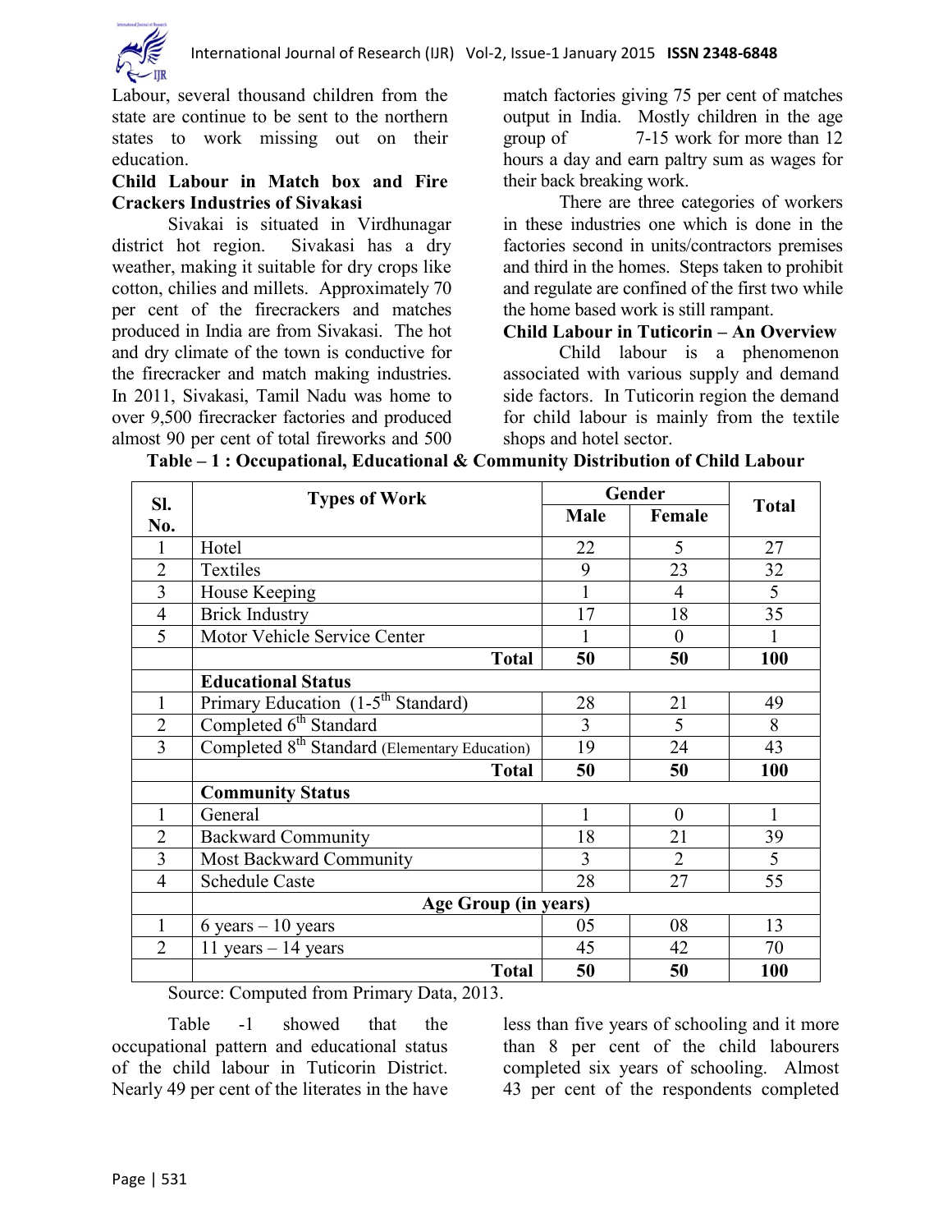Labour, several thousand children from the state are continue to be sent to the northern states to work missing out on their education.

**Child Labour in Match box and Fire Crackers Industries of Sivakasi**

Sivakai is situated in Virdhunagar district hot region. Sivakasi has a dry weather, making it suitable for dry crops like cotton, chilies and millets. Approximately 70 per cent of the firecrackers and matches produced in India are from Sivakasi. The hot and dry climate of the town is conductive for the firecracker and match making industries. In 2011, Sivakasi, Tamil Nadu was home to over 9,500 firecracker factories and produced almost 90 per cent of total fireworks and 500 match factories giving 75 per cent of matches output in India. Mostly children in the age group of 7-15 work for more than 12 hours a day and earn paltry sum as wages for their back breaking work.

There are three categories of workers in these industries one which is done in the factories second in units/contractors premises and third in the homes. Steps taken to prohibit and regulate are confined of the first two while the home based work is still rampant.

**Child Labour in Tuticorin – An Overview**

Child labour is a phenomenon associated with various supply and demand side factors. In Tuticorin region the demand for child labour is mainly from the textile shops and hotel sector.

**Table – 1 : Occupational, Educational & Community Distribution of Child Labour**

| Sl. No. | Types of Work | Gender | | Total |
|---|---|---|---|---|
| | | Male | Female | |
| 1 | Hotel | 22 | 5 | 27 |
| 2 | Textiles | 9 | 23 | 32 |
| 3 | House Keeping | 1 | 4 | 5 |
| 4 | Brick Industry | 17 | 18 | 35 |
| 5 | Motor Vehicle Service Center | 1 | 0 | 1 |
| | **Total** | **50** | **50** | **100** |
| | **Educational Status** | | | |
| 1 | Primary Education (1-5th Standard) | 28 | 21 | 49 |
| 2 | Completed 6th Standard | 3 | 5 | 8 |
| 3 | Completed 8th Standard (Elementary Education) | 19 | 24 | 43 |
| | **Total** | **50** | **50** | **100** |
| | **Community Status** | | | |
| 1 | General | 1 | 0 | 1 |
| 2 | Backward Community | 18 | 21 | 39 |
| 3 | Most Backward Community | 3 | 2 | 5 |
| 4 | Schedule Caste | 28 | 27 | 55 |
| | **Age Group (in years)** | | | |
| 1 | 6 years – 10 years | 05 | 08 | 13 |
| 2 | 11 years – 14 years | 45 | 42 | 70 |
| | **Total** | **50** | **50** | **100** |

Source: Computed from Primary Data, 2013.

Table -1 showed that the occupational pattern and educational status of the child labour in Tuticorin District. Nearly 49 per cent of the literates in the have less than five years of schooling and it more than 8 per cent of the child labourers completed six years of schooling. Almost 43 per cent of the respondents completed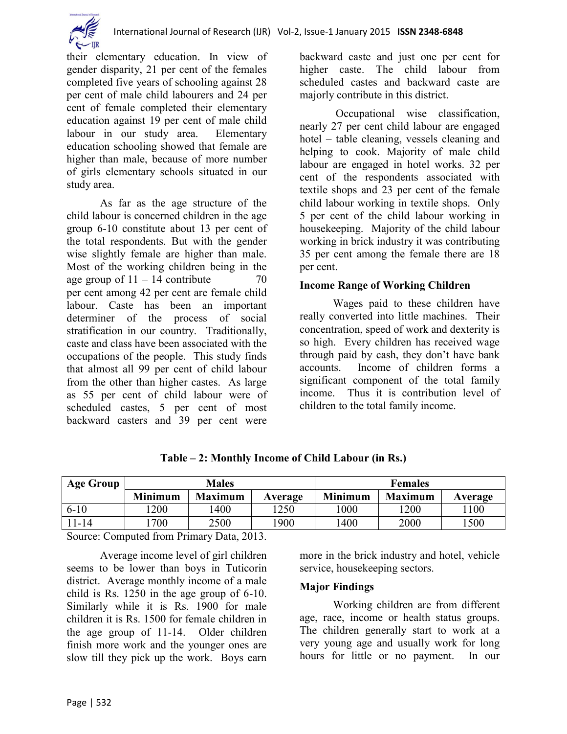their elementary education. In view of gender disparity, 21 per cent of the females completed five years of schooling against 28 per cent of male child labourers and 24 per cent of female completed their elementary education against 19 per cent of male child labour in our study area. Elementary education schooling showed that female are higher than male, because of more number of girls elementary schools situated in our study area.

As far as the age structure of the child labour is concerned children in the age group 6-10 constitute about 13 per cent of the total respondents. But with the gender wise slightly female are higher than male. Most of the working children being in the age group of 11 – 14 contribute 70 per cent among 42 per cent are female child labour. Caste has been an important determiner of the process of social stratification in our country. Traditionally, caste and class have been associated with the occupations of the people. This study finds that almost all 99 per cent of child labour from the other than higher castes. As large as 55 per cent of child labour were of scheduled castes, 5 per cent of most backward casters and 39 per cent were backward caste and just one per cent for higher caste. The child labour from scheduled castes and backward caste are majorly contribute in this district.

Occupational wise classification, nearly 27 per cent child labour are engaged hotel – table cleaning, vessels cleaning and helping to cook. Majority of male child labour are engaged in hotel works. 32 per cent of the respondents associated with textile shops and 23 per cent of the female child labour working in textile shops. Only 5 per cent of the child labour working in housekeeping. Majority of the child labour working in brick industry it was contributing 35 per cent among the female there are 18 per cent.

### Income Range of Working Children

Wages paid to these children have really converted into little machines. Their concentration, speed of work and dexterity is so high. Every children has received wage through paid by cash, they don't have bank accounts. Income of children forms a significant component of the total family income. Thus it is contribution level of children to the total family income.

**Table – 2: Monthly Income of Child Labour (in Rs.)**

| Age Group | Males | | | Females | | |
|---|---|---|---|---|---|---|
| | Minimum | Maximum | Average | Minimum | Maximum | Average |
| 6-10 | 1200 | 1400 | 1250 | 1000 | 1200 | 1100 |
| 11-14 | 1700 | 2500 | 1900 | 1400 | 2000 | 1500 |

Source: Computed from Primary Data, 2013.

Average income level of girl children seems to be lower than boys in Tuticorin district. Average monthly income of a male child is Rs. 1250 in the age group of 6-10. Similarly while it is Rs. 1900 for male children it is Rs. 1500 for female children in the age group of 11-14. Older children finish more work and the younger ones are slow till they pick up the work. Boys earn more in the brick industry and hotel, vehicle service, housekeeping sectors.

### Major Findings

Working children are from different age, race, income or health status groups. The children generally start to work at a very young age and usually work for long hours for little or no payment. In our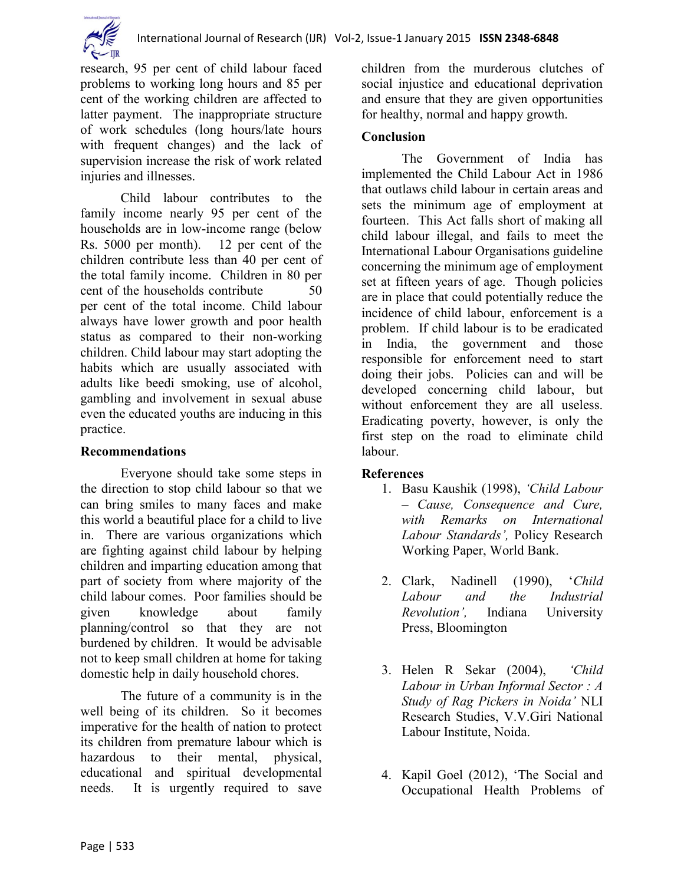research, 95 per cent of child labour faced problems to working long hours and 85 per cent of the working children are affected to latter payment. The inappropriate structure of work schedules (long hours/late hours with frequent changes) and the lack of supervision increase the risk of work related injuries and illnesses.

Child labour contributes to the family income nearly 95 per cent of the households are in low-income range (below Rs. 5000 per month). 12 per cent of the children contribute less than 40 per cent of the total family income. Children in 80 per cent of the households contribute 50 per cent of the total income. Child labour always have lower growth and poor health status as compared to their non-working children. Child labour may start adopting the habits which are usually associated with adults like beedi smoking, use of alcohol, gambling and involvement in sexual abuse even the educated youths are inducing in this practice.

**Recommendations**

Everyone should take some steps in the direction to stop child labour so that we can bring smiles to many faces and make this world a beautiful place for a child to live in. There are various organizations which are fighting against child labour by helping children and imparting education among that part of society from where majority of the child labour comes. Poor families should be given knowledge about family planning/control so that they are not burdened by children. It would be advisable not to keep small children at home for taking domestic help in daily household chores.

The future of a community is in the well being of its children. So it becomes imperative for the health of nation to protect its children from premature labour which is hazardous to their mental, physical, educational and spiritual developmental needs. It is urgently required to save children from the murderous clutches of social injustice and educational deprivation and ensure that they are given opportunities for healthy, normal and happy growth.

**Conclusion**

The Government of India has implemented the Child Labour Act in 1986 that outlaws child labour in certain areas and sets the minimum age of employment at fourteen. This Act falls short of making all child labour illegal, and fails to meet the International Labour Organisations guideline concerning the minimum age of employment set at fifteen years of age. Though policies are in place that could potentially reduce the incidence of child labour, enforcement is a problem. If child labour is to be eradicated in India, the government and those responsible for enforcement need to start doing their jobs. Policies can and will be developed concerning child labour, but without enforcement they are all useless. Eradicating poverty, however, is only the first step on the road to eliminate child labour.

**References**

1. Basu Kaushik (1998), *'Child Labour – Cause, Consequence and Cure, with Remarks on International Labour Standards',* Policy Research Working Paper, World Bank.

2. Clark, Nadinell (1990), '*Child Labour and the Industrial Revolution',* Indiana University Press, Bloomington

3. Helen R Sekar (2004), *'Child Labour in Urban Informal Sector : A Study of Rag Pickers in Noida'* NLI Research Studies, V.V.Giri National Labour Institute, Noida.

4. Kapil Goel (2012), 'The Social and Occupational Health Problems of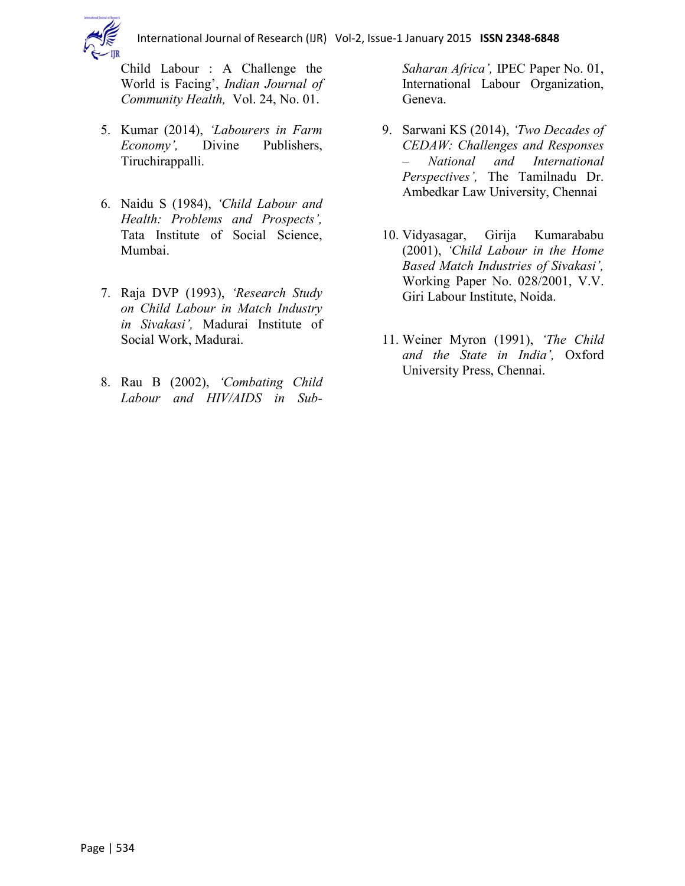Child Labour : A Challenge the World is Facing', *Indian Journal of Community Health,* Vol. 24, No. 01.

5. Kumar (2014), *'Labourers in Farm Economy',* Divine Publishers, Tiruchirappalli.

6. Naidu S (1984), *'Child Labour and Health: Problems and Prospects',* Tata Institute of Social Science, Mumbai.

7. Raja DVP (1993), *'Research Study on Child Labour in Match Industry in Sivakasi',* Madurai Institute of Social Work, Madurai.

8. Rau B (2002), *'Combating Child Labour and HIV/AIDS in Sub-Saharan Africa',* IPEC Paper No. 01, International Labour Organization, Geneva.

9. Sarwani KS (2014), *'Two Decades of CEDAW: Challenges and Responses – National and International Perspectives',* The Tamilnadu Dr. Ambedkar Law University, Chennai

10. Vidyasagar, Girija Kumarababu (2001), *'Child Labour in the Home Based Match Industries of Sivakasi',* Working Paper No. 028/2001, V.V. Giri Labour Institute, Noida.

11. Weiner Myron (1991), *'The Child and the State in India',* Oxford University Press, Chennai.